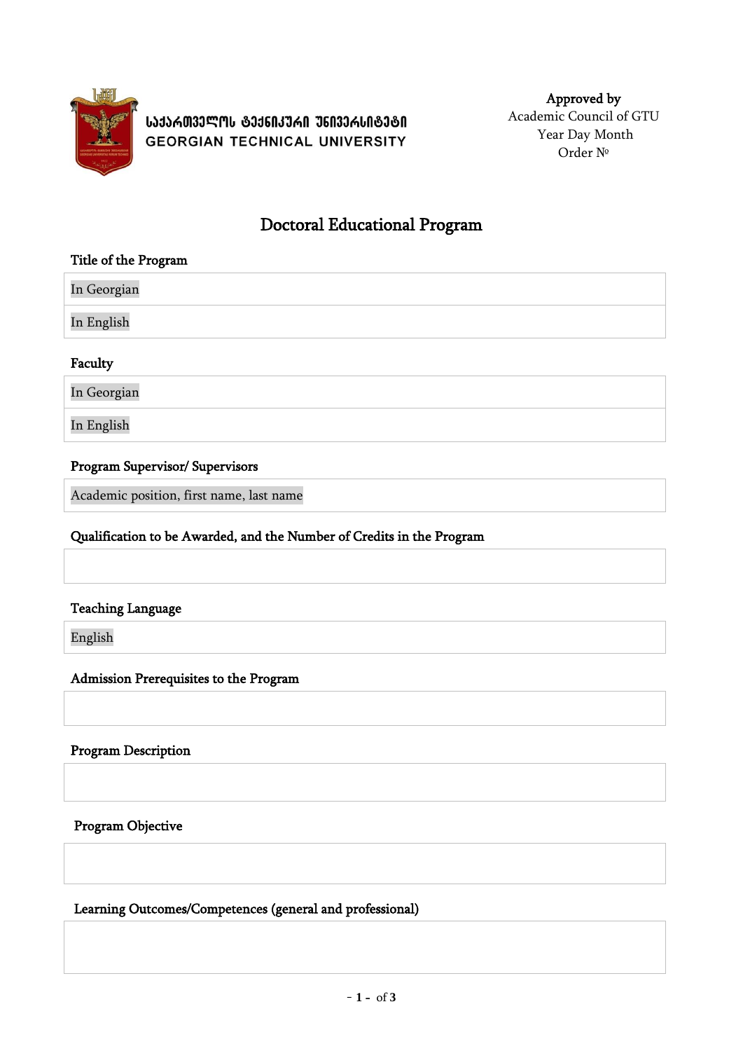საქართველოს ტექნიკური უნივერსიტეტი
GEORGIAN TECHNICAL UNIVERSITY

**Approved by**
Academic Council of GTU
Year Day Month
Order №

# Doctoral Educational Program

**Title of the Program**

| In Georgian |
|---|
| In English |

**Faculty**

| In Georgian |
|---|
| In English |

**Program Supervisor/ Supervisors**

| Academic position, first name, last name |
|---|

**Qualification to be Awarded, and the Number of Credits in the Program**

| |
|---|

**Teaching Language**

| English |
|---|

**Admission Prerequisites to the Program**

| |
|---|

**Program Description**

| |
|---|

**Program Objective**

| |
|---|

**Learning Outcomes/Competences (general and professional)**

| |
|---|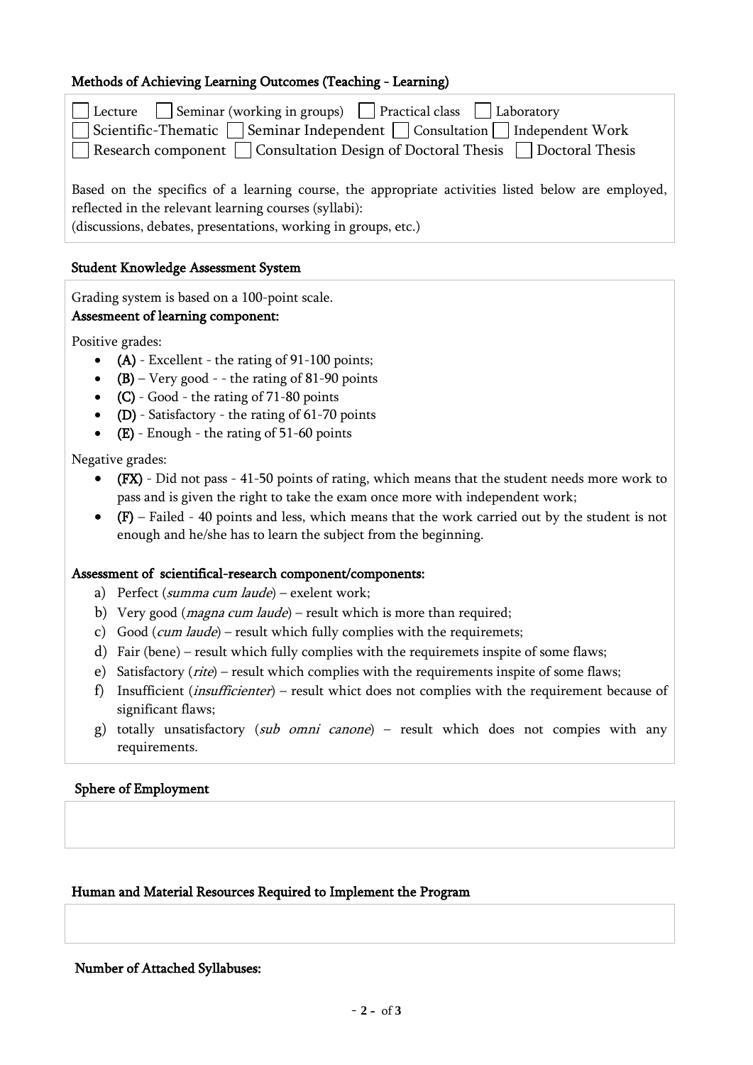### Methods of Achieving Learning Outcomes (Teaching - Learning)

☐ Lecture ☐ Seminar (working in groups) ☐ Practical class ☐ Laboratory
☐ Scientific-Thematic ☐ Seminar Independent ☐ Consultation ☐ Independent Work
☐ Research component ☐ Consultation Design of Doctoral Thesis ☐ Doctoral Thesis

Based on the specifics of a learning course, the appropriate activities listed below are employed, reflected in the relevant learning courses (syllabi):
(discussions, debates, presentations, working in groups, etc.)

### Student Knowledge Assessment System

Grading system is based on a 100-point scale.

**Assesmeent of learning component:**

Positive grades:

- **(A)** - Excellent - the rating of 91-100 points;
- **(B)** – Very good - - the rating of 81-90 points
- **(C)** - Good - the rating of 71-80 points
- **(D)** - Satisfactory - the rating of 61-70 points
- **(E)** - Enough - the rating of 51-60 points

Negative grades:

- **(FX)** - Did not pass - 41-50 points of rating, which means that the student needs more work to pass and is given the right to take the exam once more with independent work;
- **(F)** – Failed - 40 points and less, which means that the work carried out by the student is not enough and he/she has to learn the subject from the beginning.

**Assessment of scientifical-research component/components:**

a) Perfect (*summa cum laude*) – exelent work;
b) Very good (*magna cum laude*) – result which is more than required;
c) Good (*cum laude*) – result which fully complies with the requiremets;
d) Fair (bene) – result which fully complies with the requiremets inspite of some flaws;
e) Satisfactory (*rite*) – result which complies with the requirements inspite of some flaws;
f) Insufficient (*insufficienter*) – result whict does not complies with the requirement because of significant flaws;
g) totally unsatisfactory (*sub omni canone*) – result which does not compies with any requirements.

### Sphere of Employment

### Human and Material Resources Required to Implement the Program

### Number of Attached Syllabuses: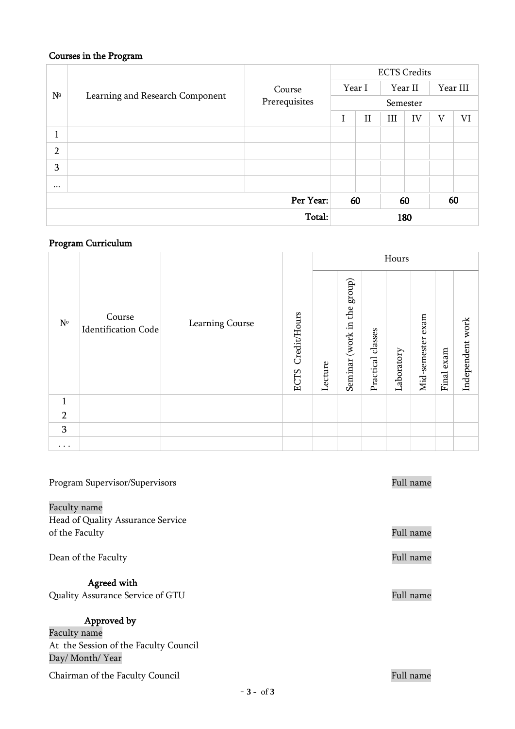### Courses in the Program

<table>
<tr><th rowspan="4">№</th><th rowspan="4">Learning and Research Component</th><th rowspan="4">Course Prerequisites</th><th colspan="6">ECTS Credits</th></tr>
<tr><th colspan="2">Year I</th><th colspan="2">Year II</th><th colspan="2">Year III</th></tr>
<tr><th colspan="6">Semester</th></tr>
<tr><th>I</th><th>II</th><th>III</th><th>IV</th><th>V</th><th>VI</th></tr>
<tr><td>1</td><td></td><td></td><td></td><td></td><td></td><td></td><td></td><td></td></tr>
<tr><td>2</td><td></td><td></td><td></td><td></td><td></td><td></td><td></td><td></td></tr>
<tr><td>3</td><td></td><td></td><td></td><td></td><td></td><td></td><td></td><td></td></tr>
<tr><td>...</td><td></td><td></td><td></td><td></td><td></td><td></td><td></td><td></td></tr>
<tr><td colspan="3" align="right"><b>Per Year:</b></td><td colspan="2"><b>60</b></td><td colspan="2"><b>60</b></td><td colspan="2"><b>60</b></td></tr>
<tr><td colspan="3" align="right"><b>Total:</b></td><td colspan="6"><b>180</b></td></tr>
</table>

### Program Curriculum

<table>
<tr><th rowspan="2">№</th><th rowspan="2">Course Identification Code</th><th rowspan="2">Learning Course</th><th rowspan="2">ECTS Credit/Hours</th><th colspan="7">Hours</th></tr>
<tr><th>Lecture</th><th>Seminar (work in the group)</th><th>Practical classes</th><th>Laboratory</th><th>Mid-semester exam</th><th>Final exam</th><th>Independent work</th></tr>
<tr><td>1</td><td></td><td></td><td></td><td></td><td></td><td></td><td></td><td></td><td></td><td></td></tr>
<tr><td>2</td><td></td><td></td><td></td><td></td><td></td><td></td><td></td><td></td><td></td><td></td></tr>
<tr><td>3</td><td></td><td></td><td></td><td></td><td></td><td></td><td></td><td></td><td></td><td></td></tr>
<tr><td>...</td><td></td><td></td><td></td><td></td><td></td><td></td><td></td><td></td><td></td><td></td></tr>
</table>

Program Supervisor/Supervisors — Full name

Faculty name
Head of Quality Assurance Service of the Faculty — Full name

Dean of the Faculty — Full name

**Agreed with**
Quality Assurance Service of GTU — Full name

**Approved by**
Faculty name
At the Session of the Faculty Council
Day/ Month/ Year

Chairman of the Faculty Council — Full name